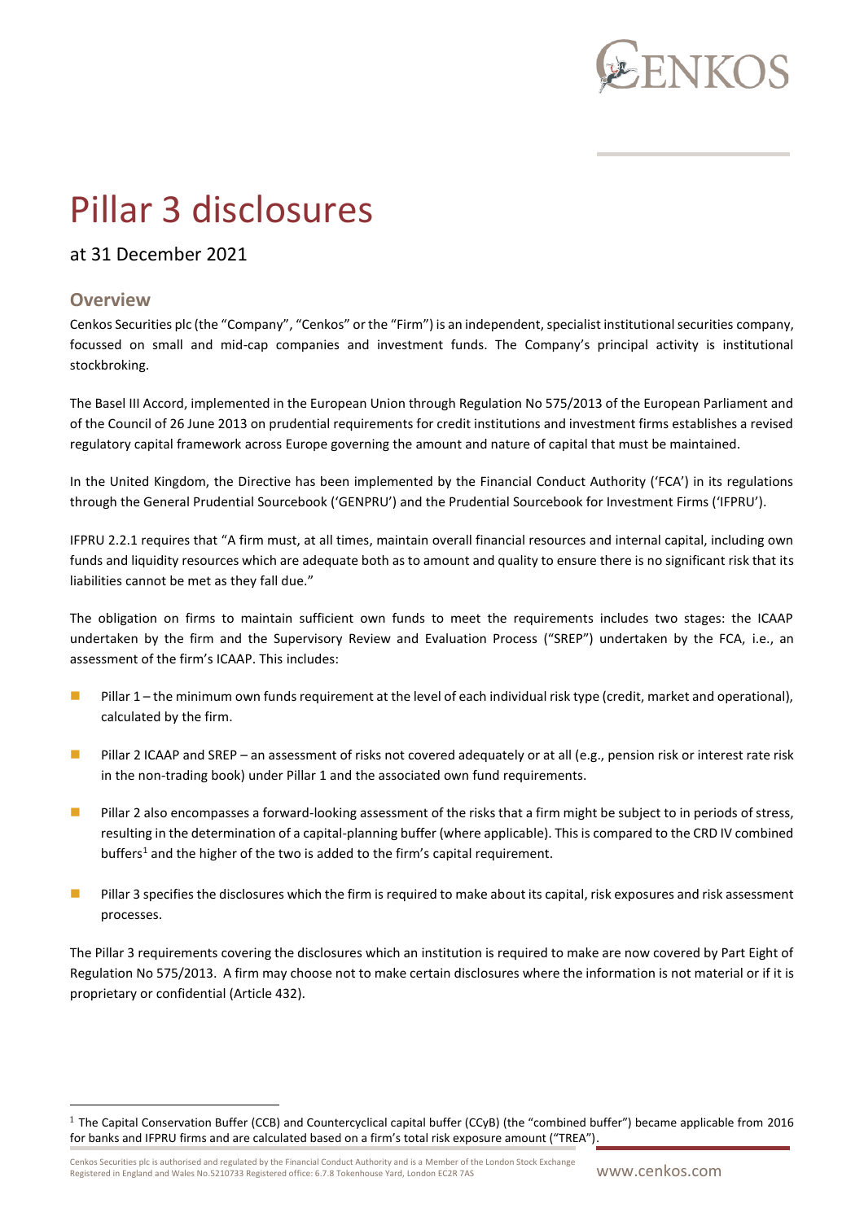# Pillar 3 disclosures

## at 31 December 2021

### Overview

Cenkos Securities plc (the "Company", "Cenkos" or the "Firm") is an independent, specialist institutional securities company, focussed on small and mid-cap companies and investment funds. The Company's principal activity is institutional stockbroking.

The Basel III Accord, implemented in the European Union through Regulation No 575/2013 of the European Parliament and of the Council of 26 June 2013 on prudential requirements for credit institutions and investment firms establishes a revised regulatory capital framework across Europe governing the amount and nature of capital that must be maintained.

In the United Kingdom, the Directive has been implemented by the Financial Conduct Authority ('FCA') in its regulations through the General Prudential Sourcebook ('GENPRU') and the Prudential Sourcebook for Investment Firms ('IFPRU').

IFPRU 2.2.1 requires that "A firm must, at all times, maintain overall financial resources and internal capital, including own funds and liquidity resources which are adequate both as to amount and quality to ensure there is no significant risk that its liabilities cannot be met as they fall due."

The obligation on firms to maintain sufficient own funds to meet the requirements includes two stages: the ICAAP undertaken by the firm and the Supervisory Review and Evaluation Process ("SREP") undertaken by the FCA, i.e., an assessment of the firm's ICAAP. This includes:

- Pillar 1 – the minimum own funds requirement at the level of each individual risk type (credit, market and operational), calculated by the firm.
- Pillar 2 ICAAP and SREP – an assessment of risks not covered adequately or at all (e.g., pension risk or interest rate risk in the non-trading book) under Pillar 1 and the associated own fund requirements.
- Pillar 2 also encompasses a forward-looking assessment of the risks that a firm might be subject to in periods of stress, resulting in the determination of a capital-planning buffer (where applicable). This is compared to the CRD IV combined buffers[1] and the higher of the two is added to the firm's capital requirement.
- Pillar 3 specifies the disclosures which the firm is required to make about its capital, risk exposures and risk assessment processes.

The Pillar 3 requirements covering the disclosures which an institution is required to make are now covered by Part Eight of Regulation No 575/2013. A firm may choose not to make certain disclosures where the information is not material or if it is proprietary or confidential (Article 432).

[1] The Capital Conservation Buffer (CCB) and Countercyclical capital buffer (CCyB) (the "combined buffer") became applicable from 2016 for banks and IFPRU firms and are calculated based on a firm's total risk exposure amount ("TREA").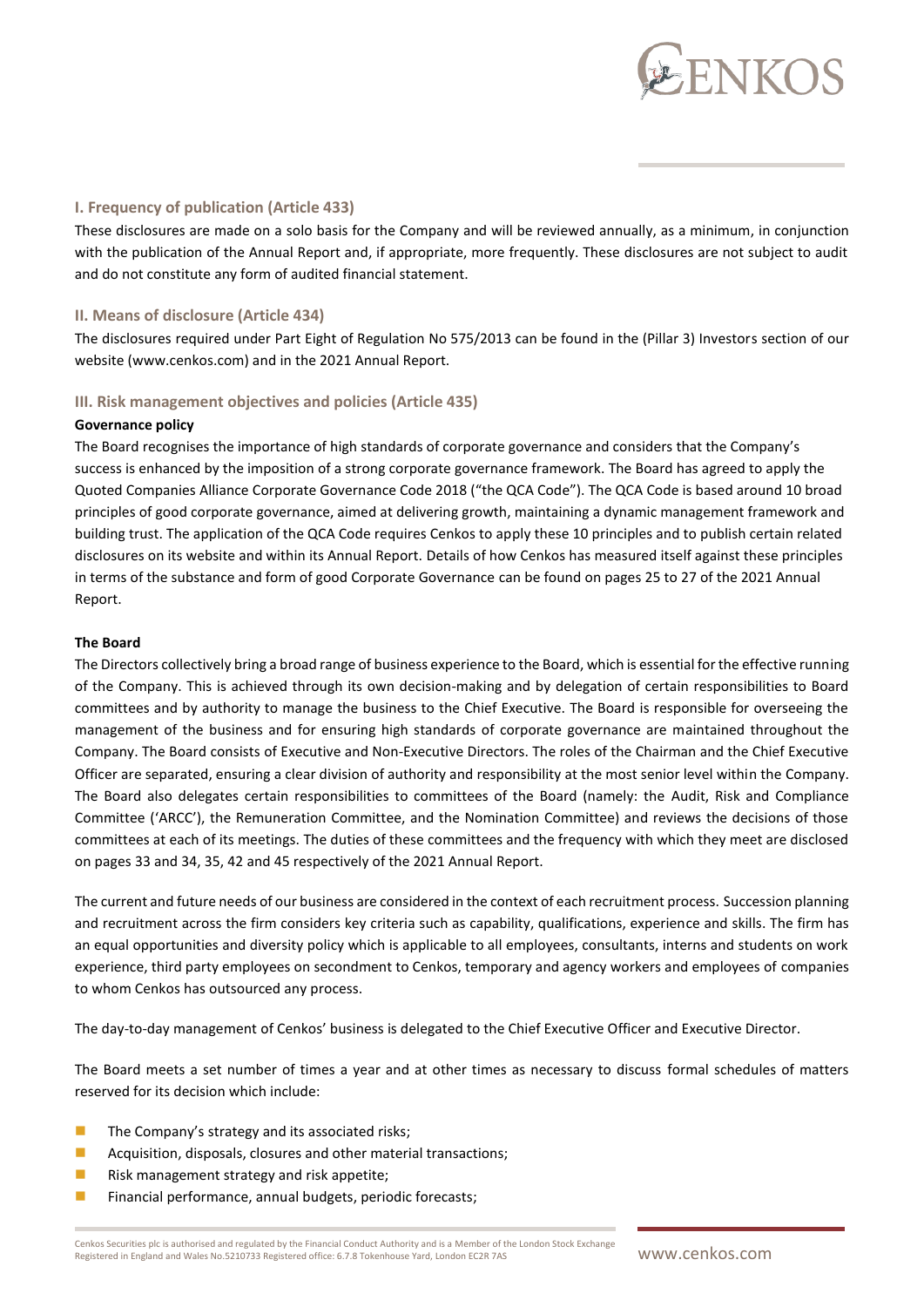## I. Frequency of publication (Article 433)

These disclosures are made on a solo basis for the Company and will be reviewed annually, as a minimum, in conjunction with the publication of the Annual Report and, if appropriate, more frequently. These disclosures are not subject to audit and do not constitute any form of audited financial statement.

## II. Means of disclosure (Article 434)

The disclosures required under Part Eight of Regulation No 575/2013 can be found in the (Pillar 3) Investors section of our website (www.cenkos.com) and in the 2021 Annual Report.

## III. Risk management objectives and policies (Article 435)

**Governance policy**

The Board recognises the importance of high standards of corporate governance and considers that the Company's success is enhanced by the imposition of a strong corporate governance framework. The Board has agreed to apply the Quoted Companies Alliance Corporate Governance Code 2018 ("the QCA Code"). The QCA Code is based around 10 broad principles of good corporate governance, aimed at delivering growth, maintaining a dynamic management framework and building trust. The application of the QCA Code requires Cenkos to apply these 10 principles and to publish certain related disclosures on its website and within its Annual Report. Details of how Cenkos has measured itself against these principles in terms of the substance and form of good Corporate Governance can be found on pages 25 to 27 of the 2021 Annual Report.

**The Board**

The Directors collectively bring a broad range of business experience to the Board, which is essential for the effective running of the Company. This is achieved through its own decision-making and by delegation of certain responsibilities to Board committees and by authority to manage the business to the Chief Executive. The Board is responsible for overseeing the management of the business and for ensuring high standards of corporate governance are maintained throughout the Company. The Board consists of Executive and Non-Executive Directors. The roles of the Chairman and the Chief Executive Officer are separated, ensuring a clear division of authority and responsibility at the most senior level within the Company. The Board also delegates certain responsibilities to committees of the Board (namely: the Audit, Risk and Compliance Committee ('ARCC'), the Remuneration Committee, and the Nomination Committee) and reviews the decisions of those committees at each of its meetings. The duties of these committees and the frequency with which they meet are disclosed on pages 33 and 34, 35, 42 and 45 respectively of the 2021 Annual Report.

The current and future needs of our business are considered in the context of each recruitment process. Succession planning and recruitment across the firm considers key criteria such as capability, qualifications, experience and skills. The firm has an equal opportunities and diversity policy which is applicable to all employees, consultants, interns and students on work experience, third party employees on secondment to Cenkos, temporary and agency workers and employees of companies to whom Cenkos has outsourced any process.

The day-to-day management of Cenkos' business is delegated to the Chief Executive Officer and Executive Director.

The Board meets a set number of times a year and at other times as necessary to discuss formal schedules of matters reserved for its decision which include:

- The Company's strategy and its associated risks;
- Acquisition, disposals, closures and other material transactions;
- Risk management strategy and risk appetite;
- Financial performance, annual budgets, periodic forecasts;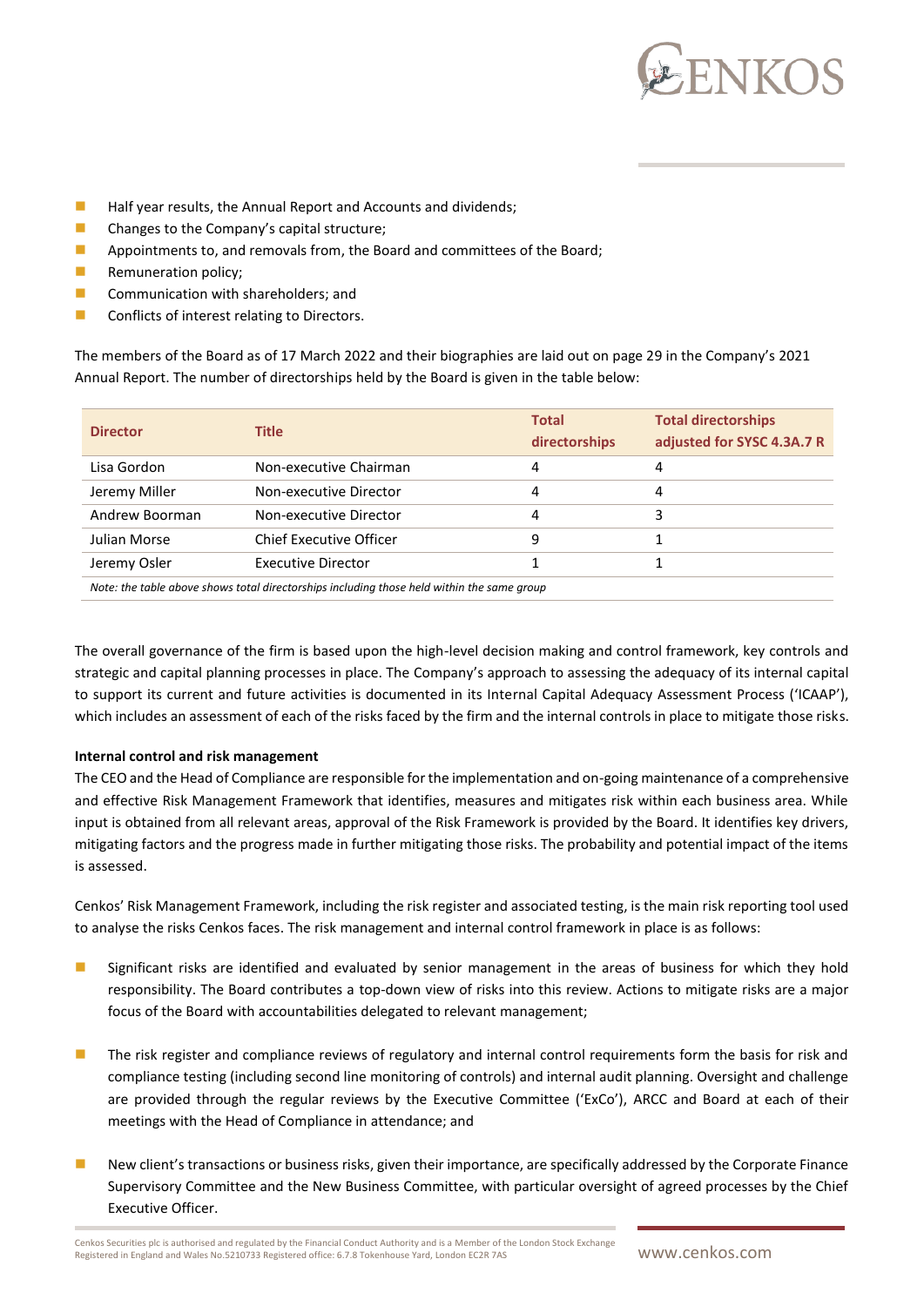- Half year results, the Annual Report and Accounts and dividends;
- Changes to the Company's capital structure;
- Appointments to, and removals from, the Board and committees of the Board;
- Remuneration policy;
- Communication with shareholders; and
- Conflicts of interest relating to Directors.

The members of the Board as of 17 March 2022 and their biographies are laid out on page 29 in the Company's 2021 Annual Report. The number of directorships held by the Board is given in the table below:

| Director | Title | Total directorships | Total directorships adjusted for SYSC 4.3A.7 R |
|---|---|---|---|
| Lisa Gordon | Non-executive Chairman | 4 | 4 |
| Jeremy Miller | Non-executive Director | 4 | 4 |
| Andrew Boorman | Non-executive Director | 4 | 3 |
| Julian Morse | Chief Executive Officer | 9 | 1 |
| Jeremy Osler | Executive Director | 1 | 1 |

*Note: the table above shows total directorships including those held within the same group*

The overall governance of the firm is based upon the high-level decision making and control framework, key controls and strategic and capital planning processes in place. The Company's approach to assessing the adequacy of its internal capital to support its current and future activities is documented in its Internal Capital Adequacy Assessment Process ('ICAAP'), which includes an assessment of each of the risks faced by the firm and the internal controls in place to mitigate those risks.

**Internal control and risk management**

The CEO and the Head of Compliance are responsible for the implementation and on-going maintenance of a comprehensive and effective Risk Management Framework that identifies, measures and mitigates risk within each business area. While input is obtained from all relevant areas, approval of the Risk Framework is provided by the Board. It identifies key drivers, mitigating factors and the progress made in further mitigating those risks. The probability and potential impact of the items is assessed.

Cenkos' Risk Management Framework, including the risk register and associated testing, is the main risk reporting tool used to analyse the risks Cenkos faces. The risk management and internal control framework in place is as follows:

- Significant risks are identified and evaluated by senior management in the areas of business for which they hold responsibility. The Board contributes a top-down view of risks into this review. Actions to mitigate risks are a major focus of the Board with accountabilities delegated to relevant management;

- The risk register and compliance reviews of regulatory and internal control requirements form the basis for risk and compliance testing (including second line monitoring of controls) and internal audit planning. Oversight and challenge are provided through the regular reviews by the Executive Committee ('ExCo'), ARCC and Board at each of their meetings with the Head of Compliance in attendance; and

- New client's transactions or business risks, given their importance, are specifically addressed by the Corporate Finance Supervisory Committee and the New Business Committee, with particular oversight of agreed processes by the Chief Executive Officer.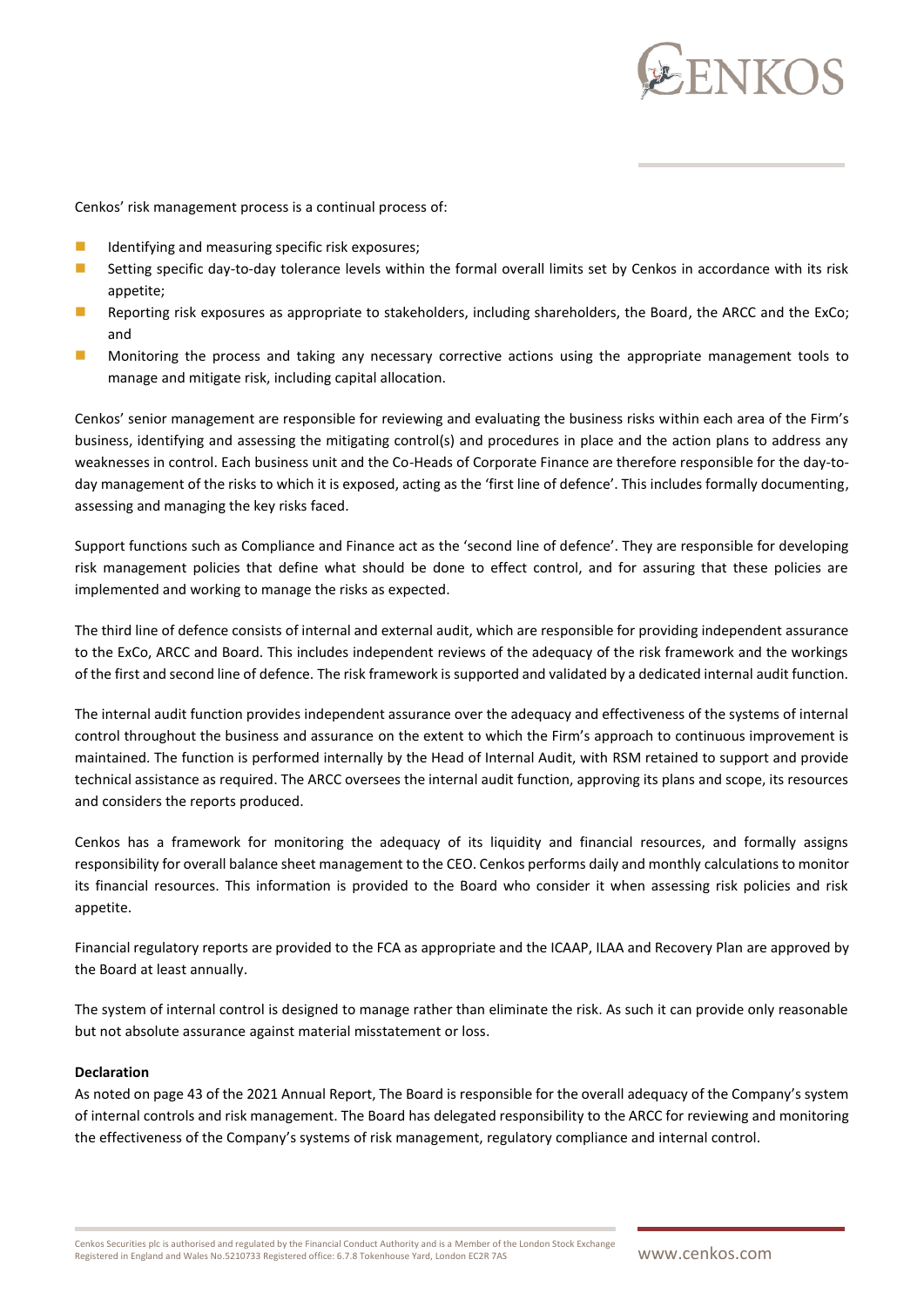Cenkos' risk management process is a continual process of:

- Identifying and measuring specific risk exposures;
- Setting specific day-to-day tolerance levels within the formal overall limits set by Cenkos in accordance with its risk appetite;
- Reporting risk exposures as appropriate to stakeholders, including shareholders, the Board, the ARCC and the ExCo; and
- Monitoring the process and taking any necessary corrective actions using the appropriate management tools to manage and mitigate risk, including capital allocation.

Cenkos' senior management are responsible for reviewing and evaluating the business risks within each area of the Firm's business, identifying and assessing the mitigating control(s) and procedures in place and the action plans to address any weaknesses in control. Each business unit and the Co-Heads of Corporate Finance are therefore responsible for the day-to-day management of the risks to which it is exposed, acting as the 'first line of defence'. This includes formally documenting, assessing and managing the key risks faced.

Support functions such as Compliance and Finance act as the 'second line of defence'. They are responsible for developing risk management policies that define what should be done to effect control, and for assuring that these policies are implemented and working to manage the risks as expected.

The third line of defence consists of internal and external audit, which are responsible for providing independent assurance to the ExCo, ARCC and Board. This includes independent reviews of the adequacy of the risk framework and the workings of the first and second line of defence. The risk framework is supported and validated by a dedicated internal audit function.

The internal audit function provides independent assurance over the adequacy and effectiveness of the systems of internal control throughout the business and assurance on the extent to which the Firm's approach to continuous improvement is maintained. The function is performed internally by the Head of Internal Audit, with RSM retained to support and provide technical assistance as required. The ARCC oversees the internal audit function, approving its plans and scope, its resources and considers the reports produced.

Cenkos has a framework for monitoring the adequacy of its liquidity and financial resources, and formally assigns responsibility for overall balance sheet management to the CEO. Cenkos performs daily and monthly calculations to monitor its financial resources. This information is provided to the Board who consider it when assessing risk policies and risk appetite.

Financial regulatory reports are provided to the FCA as appropriate and the ICAAP, ILAA and Recovery Plan are approved by the Board at least annually.

The system of internal control is designed to manage rather than eliminate the risk. As such it can provide only reasonable but not absolute assurance against material misstatement or loss.

**Declaration**

As noted on page 43 of the 2021 Annual Report, The Board is responsible for the overall adequacy of the Company's system of internal controls and risk management. The Board has delegated responsibility to the ARCC for reviewing and monitoring the effectiveness of the Company's systems of risk management, regulatory compliance and internal control.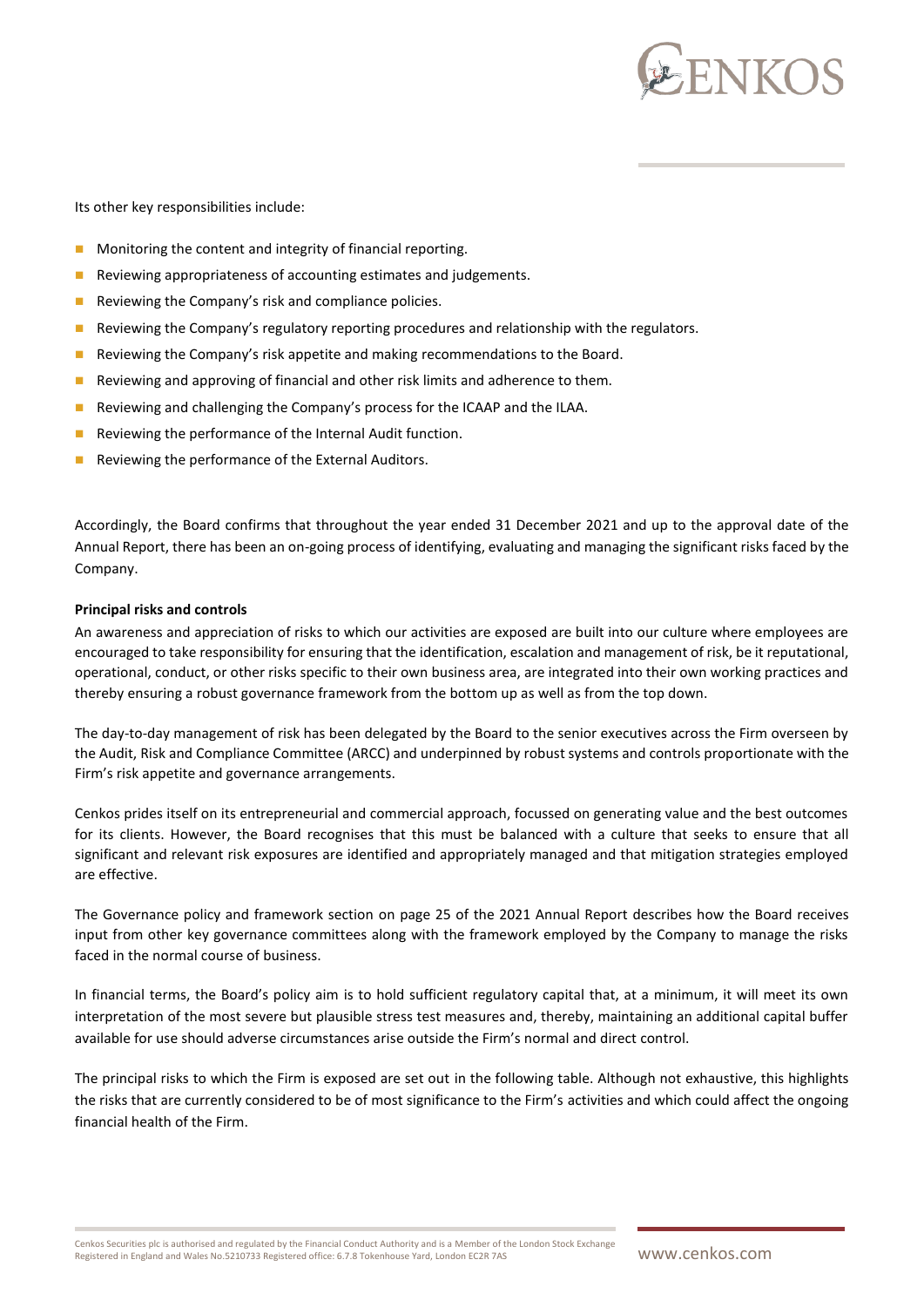Its other key responsibilities include:

- Monitoring the content and integrity of financial reporting.
- Reviewing appropriateness of accounting estimates and judgements.
- Reviewing the Company's risk and compliance policies.
- Reviewing the Company's regulatory reporting procedures and relationship with the regulators.
- Reviewing the Company's risk appetite and making recommendations to the Board.
- Reviewing and approving of financial and other risk limits and adherence to them.
- Reviewing and challenging the Company's process for the ICAAP and the ILAA.
- Reviewing the performance of the Internal Audit function.
- Reviewing the performance of the External Auditors.

Accordingly, the Board confirms that throughout the year ended 31 December 2021 and up to the approval date of the Annual Report, there has been an on-going process of identifying, evaluating and managing the significant risks faced by the Company.

**Principal risks and controls**

An awareness and appreciation of risks to which our activities are exposed are built into our culture where employees are encouraged to take responsibility for ensuring that the identification, escalation and management of risk, be it reputational, operational, conduct, or other risks specific to their own business area, are integrated into their own working practices and thereby ensuring a robust governance framework from the bottom up as well as from the top down.

The day-to-day management of risk has been delegated by the Board to the senior executives across the Firm overseen by the Audit, Risk and Compliance Committee (ARCC) and underpinned by robust systems and controls proportionate with the Firm's risk appetite and governance arrangements.

Cenkos prides itself on its entrepreneurial and commercial approach, focussed on generating value and the best outcomes for its clients. However, the Board recognises that this must be balanced with a culture that seeks to ensure that all significant and relevant risk exposures are identified and appropriately managed and that mitigation strategies employed are effective.

The Governance policy and framework section on page 25 of the 2021 Annual Report describes how the Board receives input from other key governance committees along with the framework employed by the Company to manage the risks faced in the normal course of business.

In financial terms, the Board's policy aim is to hold sufficient regulatory capital that, at a minimum, it will meet its own interpretation of the most severe but plausible stress test measures and, thereby, maintaining an additional capital buffer available for use should adverse circumstances arise outside the Firm's normal and direct control.

The principal risks to which the Firm is exposed are set out in the following table. Although not exhaustive, this highlights the risks that are currently considered to be of most significance to the Firm's activities and which could affect the ongoing financial health of the Firm.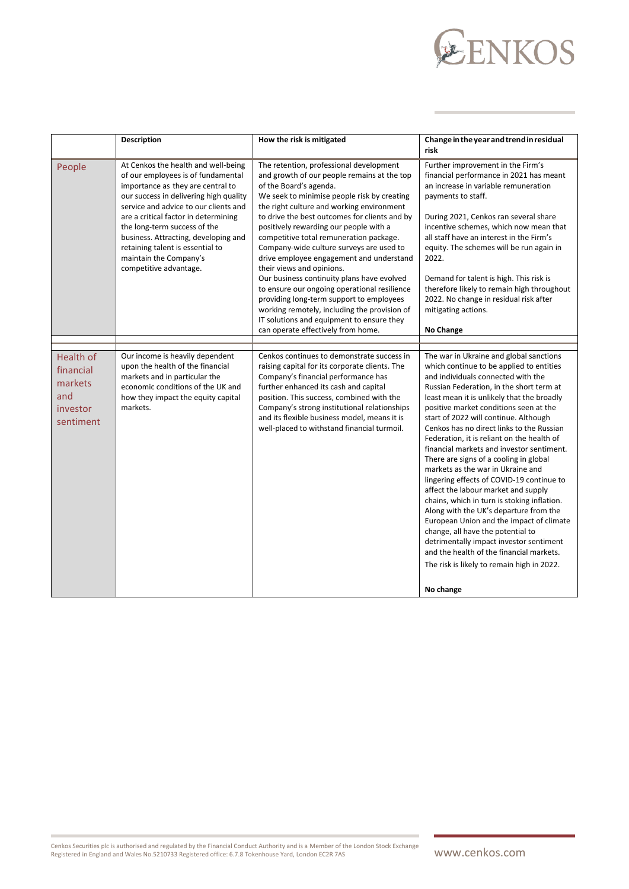| | Description | How the risk is mitigated | Change in the year and trend in residual risk |
|---|---|---|---|
| People | At Cenkos the health and well-being of our employees is of fundamental importance as they are central to our success in delivering high quality service and advice to our clients and are a critical factor in determining the long-term success of the business. Attracting, developing and retaining talent is essential to maintain the Company's competitive advantage. | The retention, professional development and growth of our people remains at the top of the Board's agenda.<br>We seek to minimise people risk by creating the right culture and working environment to drive the best outcomes for clients and by positively rewarding our people with a competitive total remuneration package. Company-wide culture surveys are used to drive employee engagement and understand their views and opinions.<br>Our business continuity plans have evolved to ensure our ongoing operational resilience providing long-term support to employees working remotely, including the provision of IT solutions and equipment to ensure they can operate effectively from home. | Further improvement in the Firm's financial performance in 2021 has meant an increase in variable remuneration payments to staff.<br><br>During 2021, Cenkos ran several share incentive schemes, which now mean that all staff have an interest in the Firm's equity. The schemes will be run again in 2022.<br><br>Demand for talent is high. This risk is therefore likely to remain high throughout 2022. No change in residual risk after mitigating actions.<br><br>**No Change** |
| | | | |
| Health of financial markets and investor sentiment | Our income is heavily dependent upon the health of the financial markets and in particular the economic conditions of the UK and how they impact the equity capital markets. | Cenkos continues to demonstrate success in raising capital for its corporate clients. The Company's financial performance has further enhanced its cash and capital position. This success, combined with the Company's strong institutional relationships and its flexible business model, means it is well-placed to withstand financial turmoil. | The war in Ukraine and global sanctions which continue to be applied to entities and individuals connected with the Russian Federation, in the short term at least mean it is unlikely that the broadly positive market conditions seen at the start of 2022 will continue. Although Cenkos has no direct links to the Russian Federation, it is reliant on the health of financial markets and investor sentiment. There are signs of a cooling in global markets as the war in Ukraine and lingering effects of COVID-19 continue to affect the labour market and supply chains, which in turn is stoking inflation. Along with the UK's departure from the European Union and the impact of climate change, all have the potential to detrimentally impact investor sentiment and the health of the financial markets.<br>The risk is likely to remain high in 2022.<br><br>**No change** |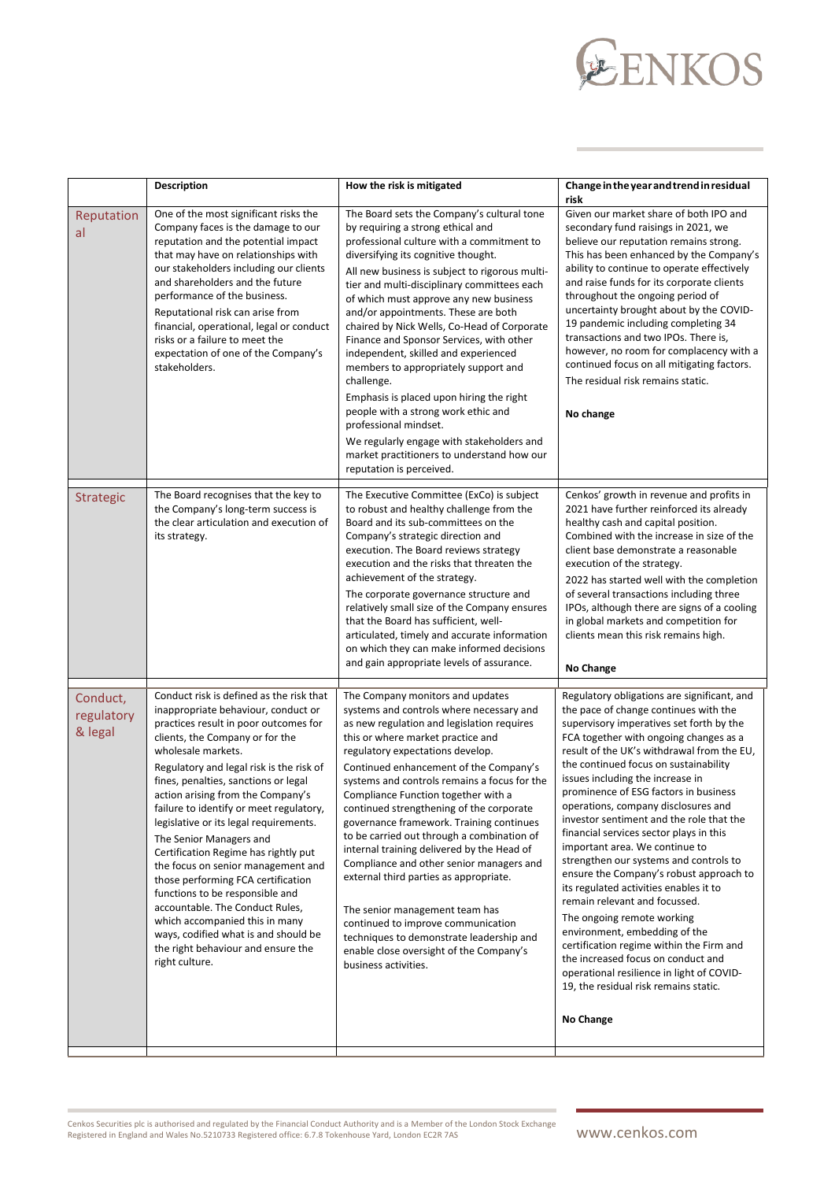| | Description | How the risk is mitigated | Change in the year and trend in residual risk |
|---|---|---|---|
| Reputational | One of the most significant risks the Company faces is the damage to our reputation and the potential impact that may have on relationships with our stakeholders including our clients and shareholders and the future performance of the business.<br><br>Reputational risk can arise from financial, operational, legal or conduct risks or a failure to meet the expectation of one of the Company's stakeholders. | The Board sets the Company's cultural tone by requiring a strong ethical and professional culture with a commitment to diversifying its cognitive thought.<br><br>All new business is subject to rigorous multi-tier and multi-disciplinary committees each of which must approve any new business and/or appointments. These are both chaired by Nick Wells, Co-Head of Corporate Finance and Sponsor Services, with other independent, skilled and experienced members to appropriately support and challenge.<br><br>Emphasis is placed upon hiring the right people with a strong work ethic and professional mindset.<br><br>We regularly engage with stakeholders and market practitioners to understand how our reputation is perceived. | Given our market share of both IPO and secondary fund raisings in 2021, we believe our reputation remains strong. This has been enhanced by the Company's ability to continue to operate effectively and raise funds for its corporate clients throughout the ongoing period of uncertainty brought about by the COVID-19 pandemic including completing 34 transactions and two IPOs. There is, however, no room for complacency with a continued focus on all mitigating factors.<br><br>The residual risk remains static.<br><br>**No change** |
| Strategic | The Board recognises that the key to the Company's long-term success is the clear articulation and execution of its strategy. | The Executive Committee (ExCo) is subject to robust and healthy challenge from the Board and its sub-committees on the Company's strategic direction and execution. The Board reviews strategy execution and the risks that threaten the achievement of the strategy.<br><br>The corporate governance structure and relatively small size of the Company ensures that the Board has sufficient, well-articulated, timely and accurate information on which they can make informed decisions and gain appropriate levels of assurance. | Cenkos' growth in revenue and profits in 2021 have further reinforced its already healthy cash and capital position. Combined with the increase in size of the client base demonstrate a reasonable execution of the strategy.<br><br>2022 has started well with the completion of several transactions including three IPOs, although there are signs of a cooling in global markets and competition for clients mean this risk remains high.<br><br>**No Change** |
| Conduct, regulatory & legal | Conduct risk is defined as the risk that inappropriate behaviour, conduct or practices result in poor outcomes for clients, the Company or for the wholesale markets.<br><br>Regulatory and legal risk is the risk of fines, penalties, sanctions or legal action arising from the Company's failure to identify or meet regulatory, legislative or its legal requirements.<br><br>The Senior Managers and Certification Regime has rightly put the focus on senior management and those performing FCA certification functions to be responsible and accountable. The Conduct Rules, which accompanied this in many ways, codified what is and should be the right behaviour and ensure the right culture. | The Company monitors and updates systems and controls where necessary and as new regulation and legislation requires this or where market practice and regulatory expectations develop.<br><br>Continued enhancement of the Company's systems and controls remains a focus for the Compliance Function together with a continued strengthening of the corporate governance framework. Training continues to be carried out through a combination of internal training delivered by the Head of Compliance and other senior managers and external third parties as appropriate.<br><br>The senior management team has continued to improve communication techniques to demonstrate leadership and enable close oversight of the Company's business activities. | Regulatory obligations are significant, and the pace of change continues with the supervisory imperatives set forth by the FCA together with ongoing changes as a result of the UK's withdrawal from the EU, the continued focus on sustainability issues including the increase in prominence of ESG factors in business operations, company disclosures and investor sentiment and the role that the financial services sector plays in this important area. We continue to strengthen our systems and controls to ensure the Company's robust approach to its regulated activities enables it to remain relevant and focussed.<br><br>The ongoing remote working environment, embedding of the certification regime within the Firm and the increased focus on conduct and operational resilience in light of COVID-19, the residual risk remains static.<br><br>**No Change** |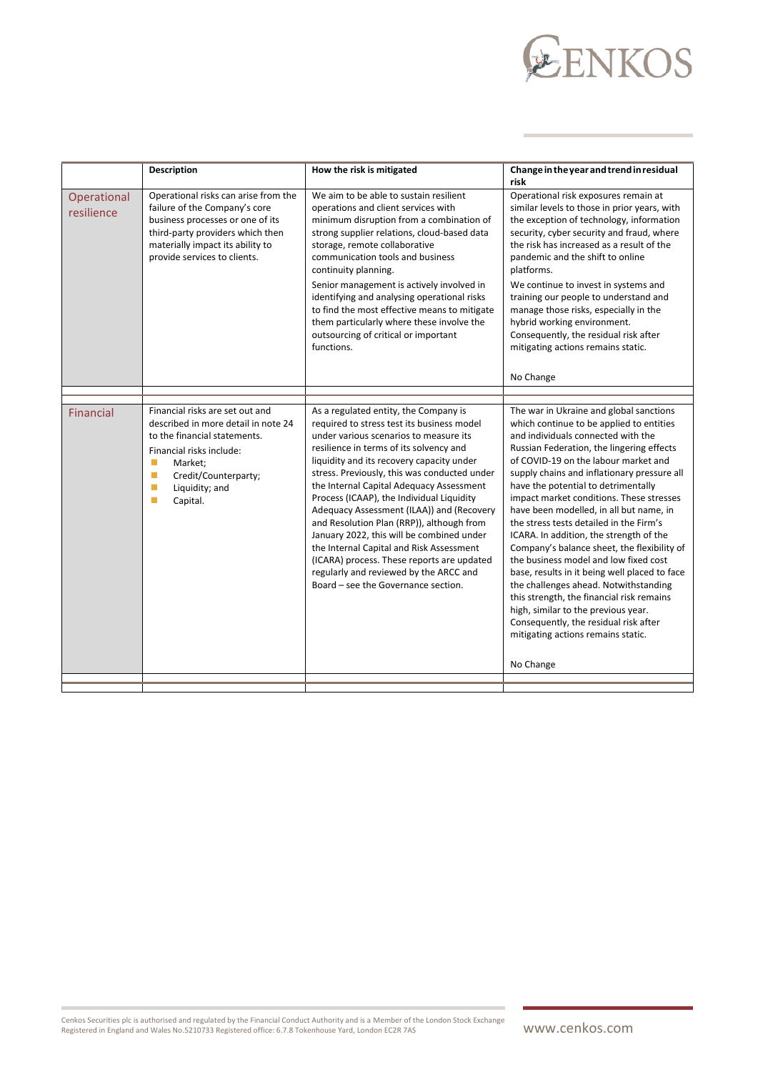| | Description | How the risk is mitigated | Change in the year and trend in residual risk |
|---|---|---|---|
| Operational resilience | Operational risks can arise from the failure of the Company's core business processes or one of its third-party providers which then materially impact its ability to provide services to clients. | We aim to be able to sustain resilient operations and client services with minimum disruption from a combination of strong supplier relations, cloud-based data storage, remote collaborative communication tools and business continuity planning.<br><br>Senior management is actively involved in identifying and analysing operational risks to find the most effective means to mitigate them particularly where these involve the outsourcing of critical or important functions. | Operational risk exposures remain at similar levels to those in prior years, with the exception of technology, information security, cyber security and fraud, where the risk has increased as a result of the pandemic and the shift to online platforms.<br><br>We continue to invest in systems and training our people to understand and manage those risks, especially in the hybrid working environment. Consequently, the residual risk after mitigating actions remains static.<br><br>No Change |
| Financial | Financial risks are set out and described in more detail in note 24 to the financial statements.<br><br>Financial risks include:<br>- Market;<br>- Credit/Counterparty;<br>- Liquidity; and<br>- Capital. | As a regulated entity, the Company is required to stress test its business model under various scenarios to measure its resilience in terms of its solvency and liquidity and its recovery capacity under stress. Previously, this was conducted under the Internal Capital Adequacy Assessment Process (ICAAP), the Individual Liquidity Adequacy Assessment (ILAA)) and (Recovery and Resolution Plan (RRP)), although from January 2022, this will be combined under the Internal Capital and Risk Assessment (ICARA) process. These reports are updated regularly and reviewed by the ARCC and Board – see the Governance section. | The war in Ukraine and global sanctions which continue to be applied to entities and individuals connected with the Russian Federation, the lingering effects of COVID-19 on the labour market and supply chains and inflationary pressure all have the potential to detrimentally impact market conditions. These stresses have been modelled, in all but name, in the stress tests detailed in the Firm's ICARA. In addition, the strength of the Company's balance sheet, the flexibility of the business model and low fixed cost base, results in it being well placed to face the challenges ahead. Notwithstanding this strength, the financial risk remains high, similar to the previous year. Consequently, the residual risk after mitigating actions remains static.<br><br>No Change |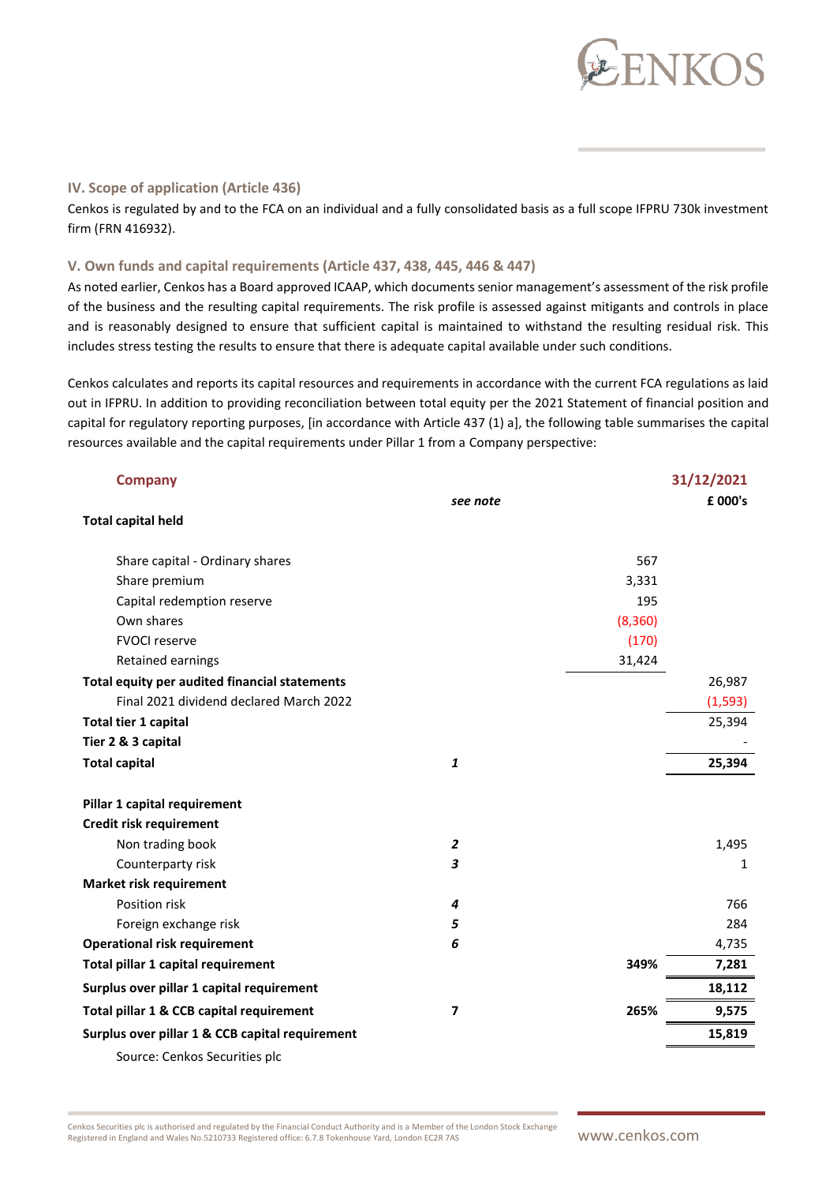### IV. Scope of application (Article 436)

Cenkos is regulated by and to the FCA on an individual and a fully consolidated basis as a full scope IFPRU 730k investment firm (FRN 416932).

### V. Own funds and capital requirements (Article 437, 438, 445, 446 & 447)

As noted earlier, Cenkos has a Board approved ICAAP, which documents senior management's assessment of the risk profile of the business and the resulting capital requirements. The risk profile is assessed against mitigants and controls in place and is reasonably designed to ensure that sufficient capital is maintained to withstand the resulting residual risk. This includes stress testing the results to ensure that there is adequate capital available under such conditions.

Cenkos calculates and reports its capital resources and requirements in accordance with the current FCA regulations as laid out in IFPRU. In addition to providing reconciliation between total equity per the 2021 Statement of financial position and capital for regulatory reporting purposes, [in accordance with Article 437 (1) a], the following table summarises the capital resources available and the capital requirements under Pillar 1 from a Company perspective:

| **Company** | *see note* | | **31/12/2021** **£ 000's** |
|---|---|---|---|
| **Total capital held** | | | |
| Share capital - Ordinary shares | | 567 | |
| Share premium | | 3,331 | |
| Capital redemption reserve | | 195 | |
| Own shares | | (8,360) | |
| FVOCI reserve | | (170) | |
| Retained earnings | | 31,424 | |
| **Total equity per audited financial statements** | | | 26,987 |
| Final 2021 dividend declared March 2022 | | | (1,593) |
| **Total tier 1 capital** | | | 25,394 |
| **Tier 2 & 3 capital** | | | - |
| **Total capital** | *1* | | **25,394** |
| **Pillar 1 capital requirement** | | | |
| **Credit risk requirement** | | | |
| Non trading book | *2* | | 1,495 |
| Counterparty risk | *3* | | 1 |
| **Market risk requirement** | | | |
| Position risk | *4* | | 766 |
| Foreign exchange risk | *5* | | 284 |
| **Operational risk requirement** | *6* | | 4,735 |
| **Total pillar 1 capital requirement** | | **349%** | **7,281** |
| **Surplus over pillar 1 capital requirement** | | | **18,112** |
| **Total pillar 1 & CCB capital requirement** | **7** | **265%** | **9,575** |
| **Surplus over pillar 1 & CCB capital requirement** | | | **15,819** |

Source: Cenkos Securities plc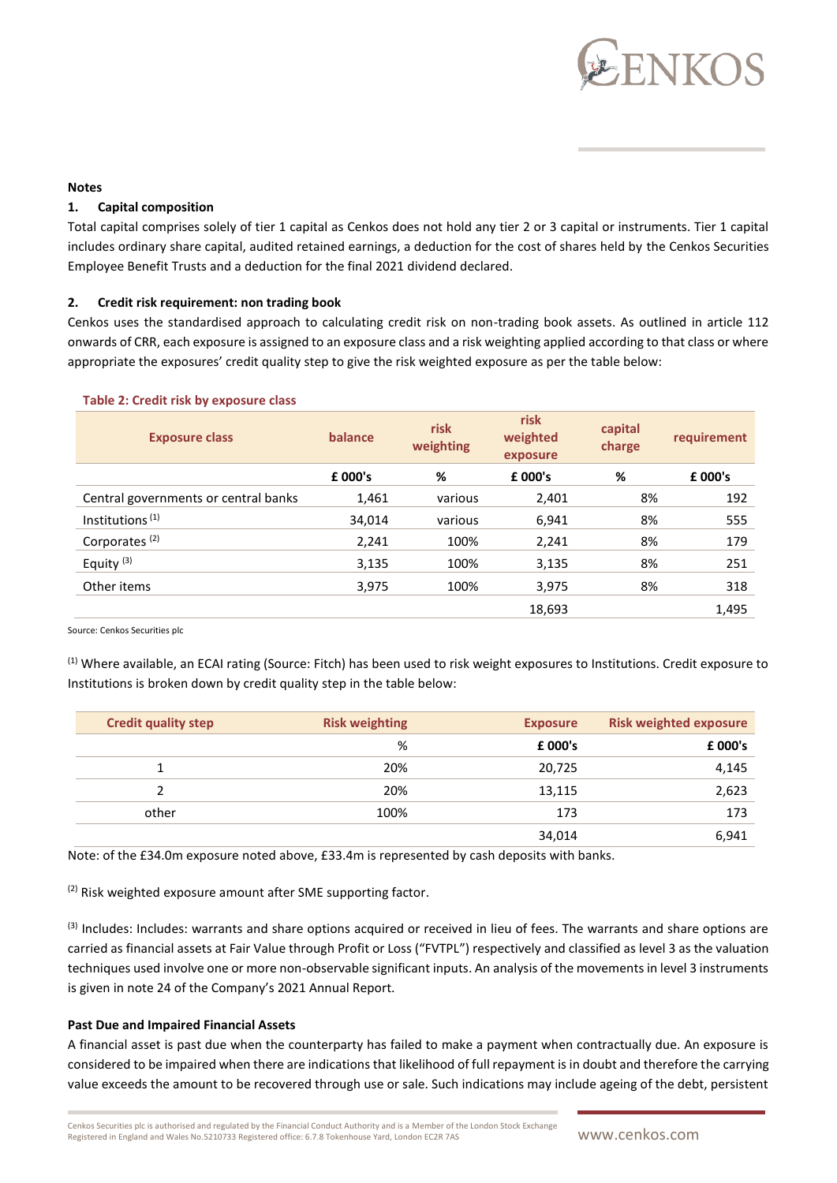**Notes**

**1. Capital composition**

Total capital comprises solely of tier 1 capital as Cenkos does not hold any tier 2 or 3 capital or instruments. Tier 1 capital includes ordinary share capital, audited retained earnings, a deduction for the cost of shares held by the Cenkos Securities Employee Benefit Trusts and a deduction for the final 2021 dividend declared.

**2. Credit risk requirement: non trading book**

Cenkos uses the standardised approach to calculating credit risk on non-trading book assets. As outlined in article 112 onwards of CRR, each exposure is assigned to an exposure class and a risk weighting applied according to that class or where appropriate the exposures' credit quality step to give the risk weighted exposure as per the table below:

**Table 2: Credit risk by exposure class**

| Exposure class | balance | risk weighting | risk weighted exposure | capital charge | requirement |
|---|---|---|---|---|---|
| | £ 000's | % | £ 000's | % | £ 000's |
| Central governments or central banks | 1,461 | various | 2,401 | 8% | 192 |
| Institutions [1] | 34,014 | various | 6,941 | 8% | 555 |
| Corporates [2] | 2,241 | 100% | 2,241 | 8% | 179 |
| Equity [3] | 3,135 | 100% | 3,135 | 8% | 251 |
| Other items | 3,975 | 100% | 3,975 | 8% | 318 |
| | | | 18,693 | | 1,495 |

Source: Cenkos Securities plc

[1] Where available, an ECAI rating (Source: Fitch) has been used to risk weight exposures to Institutions. Credit exposure to Institutions is broken down by credit quality step in the table below:

| Credit quality step | Risk weighting | Exposure | Risk weighted exposure |
|---|---|---|---|
| | % | £ 000's | £ 000's |
| 1 | 20% | 20,725 | 4,145 |
| 2 | 20% | 13,115 | 2,623 |
| other | 100% | 173 | 173 |
| | | 34,014 | 6,941 |

Note: of the £34.0m exposure noted above, £33.4m is represented by cash deposits with banks.

[2] Risk weighted exposure amount after SME supporting factor.

[3] Includes: Includes: warrants and share options acquired or received in lieu of fees. The warrants and share options are carried as financial assets at Fair Value through Profit or Loss ("FVTPL") respectively and classified as level 3 as the valuation techniques used involve one or more non-observable significant inputs. An analysis of the movements in level 3 instruments is given in note 24 of the Company's 2021 Annual Report.

**Past Due and Impaired Financial Assets**

A financial asset is past due when the counterparty has failed to make a payment when contractually due. An exposure is considered to be impaired when there are indications that likelihood of full repayment is in doubt and therefore the carrying value exceeds the amount to be recovered through use or sale. Such indications may include ageing of the debt, persistent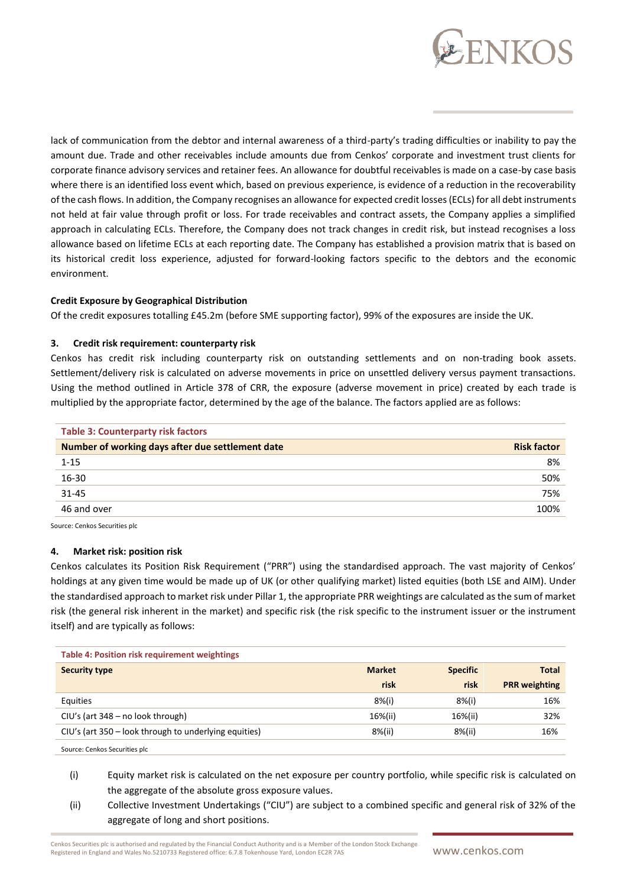lack of communication from the debtor and internal awareness of a third-party's trading difficulties or inability to pay the amount due. Trade and other receivables include amounts due from Cenkos' corporate and investment trust clients for corporate finance advisory services and retainer fees. An allowance for doubtful receivables is made on a case-by case basis where there is an identified loss event which, based on previous experience, is evidence of a reduction in the recoverability of the cash flows. In addition, the Company recognises an allowance for expected credit losses (ECLs) for all debt instruments not held at fair value through profit or loss. For trade receivables and contract assets, the Company applies a simplified approach in calculating ECLs. Therefore, the Company does not track changes in credit risk, but instead recognises a loss allowance based on lifetime ECLs at each reporting date. The Company has established a provision matrix that is based on its historical credit loss experience, adjusted for forward-looking factors specific to the debtors and the economic environment.

**Credit Exposure by Geographical Distribution**

Of the credit exposures totalling £45.2m (before SME supporting factor), 99% of the exposures are inside the UK.

### 3. Credit risk requirement: counterparty risk

Cenkos has credit risk including counterparty risk on outstanding settlements and on non-trading book assets. Settlement/delivery risk is calculated on adverse movements in price on unsettled delivery versus payment transactions. Using the method outlined in Article 378 of CRR, the exposure (adverse movement in price) created by each trade is multiplied by the appropriate factor, determined by the age of the balance. The factors applied are as follows:

**Table 3: Counterparty risk factors**

| Number of working days after due settlement date | Risk factor |
|---|---|
| 1-15 | 8% |
| 16-30 | 50% |
| 31-45 | 75% |
| 46 and over | 100% |

Source: Cenkos Securities plc

### 4. Market risk: position risk

Cenkos calculates its Position Risk Requirement ("PRR") using the standardised approach. The vast majority of Cenkos' holdings at any given time would be made up of UK (or other qualifying market) listed equities (both LSE and AIM). Under the standardised approach to market risk under Pillar 1, the appropriate PRR weightings are calculated as the sum of market risk (the general risk inherent in the market) and specific risk (the risk specific to the instrument issuer or the instrument itself) and are typically as follows:

**Table 4: Position risk requirement weightings**

| Security type | Market risk | Specific risk | Total PRR weighting |
|---|---|---|---|
| Equities | 8%(i) | 8%(i) | 16% |
| CIU's (art 348 – no look through) | 16%(ii) | 16%(ii) | 32% |
| CIU's (art 350 – look through to underlying equities) | 8%(ii) | 8%(ii) | 16% |

Source: Cenkos Securities plc

(i) Equity market risk is calculated on the net exposure per country portfolio, while specific risk is calculated on the aggregate of the absolute gross exposure values.

(ii) Collective Investment Undertakings ("CIU") are subject to a combined specific and general risk of 32% of the aggregate of long and short positions.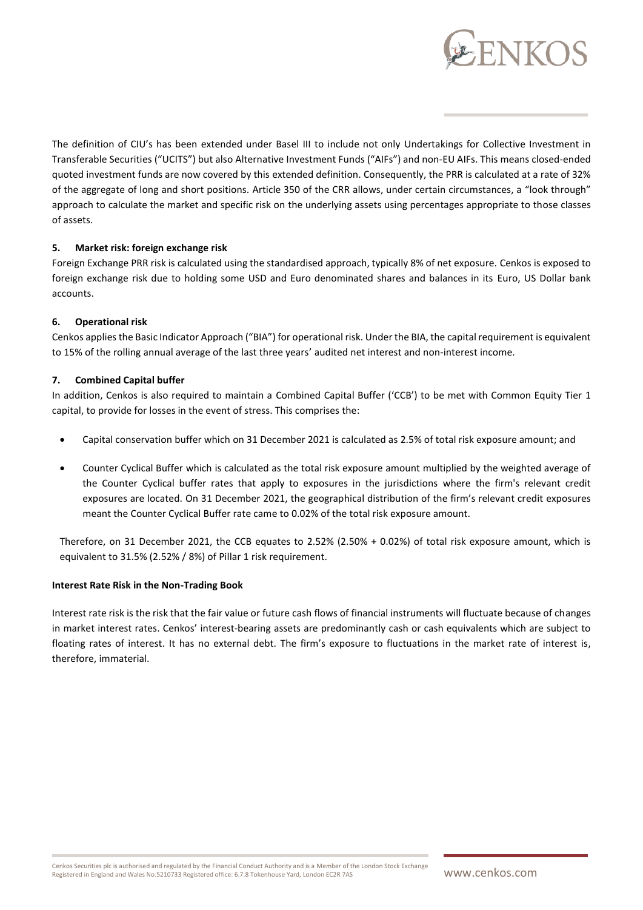The definition of CIU's has been extended under Basel III to include not only Undertakings for Collective Investment in Transferable Securities ("UCITS") but also Alternative Investment Funds ("AIFs") and non-EU AIFs. This means closed-ended quoted investment funds are now covered by this extended definition. Consequently, the PRR is calculated at a rate of 32% of the aggregate of long and short positions. Article 350 of the CRR allows, under certain circumstances, a "look through" approach to calculate the market and specific risk on the underlying assets using percentages appropriate to those classes of assets.

### 5. Market risk: foreign exchange risk

Foreign Exchange PRR risk is calculated using the standardised approach, typically 8% of net exposure. Cenkos is exposed to foreign exchange risk due to holding some USD and Euro denominated shares and balances in its Euro, US Dollar bank accounts.

### 6. Operational risk

Cenkos applies the Basic Indicator Approach ("BIA") for operational risk. Under the BIA, the capital requirement is equivalent to 15% of the rolling annual average of the last three years' audited net interest and non-interest income.

### 7. Combined Capital buffer

In addition, Cenkos is also required to maintain a Combined Capital Buffer ('CCB') to be met with Common Equity Tier 1 capital, to provide for losses in the event of stress. This comprises the:

- Capital conservation buffer which on 31 December 2021 is calculated as 2.5% of total risk exposure amount; and
- Counter Cyclical Buffer which is calculated as the total risk exposure amount multiplied by the weighted average of the Counter Cyclical buffer rates that apply to exposures in the jurisdictions where the firm's relevant credit exposures are located. On 31 December 2021, the geographical distribution of the firm's relevant credit exposures meant the Counter Cyclical Buffer rate came to 0.02% of the total risk exposure amount.

Therefore, on 31 December 2021, the CCB equates to 2.52% (2.50% + 0.02%) of total risk exposure amount, which is equivalent to 31.5% (2.52% / 8%) of Pillar 1 risk requirement.

**Interest Rate Risk in the Non-Trading Book**

Interest rate risk is the risk that the fair value or future cash flows of financial instruments will fluctuate because of changes in market interest rates. Cenkos' interest-bearing assets are predominantly cash or cash equivalents which are subject to floating rates of interest. It has no external debt. The firm's exposure to fluctuations in the market rate of interest is, therefore, immaterial.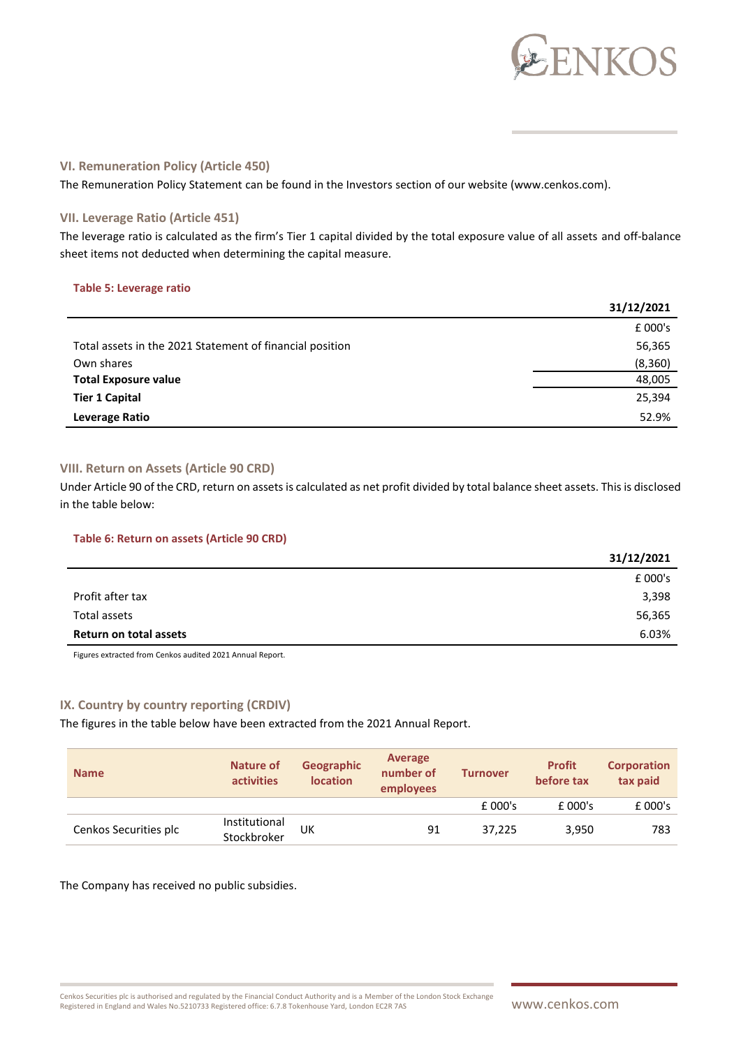## VI. Remuneration Policy (Article 450)

The Remuneration Policy Statement can be found in the Investors section of our website (www.cenkos.com).

## VII. Leverage Ratio (Article 451)

The leverage ratio is calculated as the firm's Tier 1 capital divided by the total exposure value of all assets and off-balance sheet items not deducted when determining the capital measure.

**Table 5: Leverage ratio**

| | 31/12/2021 |
|---|---|
| | £ 000's |
| Total assets in the 2021 Statement of financial position | 56,365 |
| Own shares | (8,360) |
| **Total Exposure value** | 48,005 |
| **Tier 1 Capital** | 25,394 |
| **Leverage Ratio** | 52.9% |

## VIII. Return on Assets (Article 90 CRD)

Under Article 90 of the CRD, return on assets is calculated as net profit divided by total balance sheet assets. This is disclosed in the table below:

**Table 6: Return on assets (Article 90 CRD)**

| | 31/12/2021 |
|---|---|
| | £ 000's |
| Profit after tax | 3,398 |
| Total assets | 56,365 |
| **Return on total assets** | 6.03% |

Figures extracted from Cenkos audited 2021 Annual Report.

## IX. Country by country reporting (CRDIV)

The figures in the table below have been extracted from the 2021 Annual Report.

| Name | Nature of activities | Geographic location | Average number of employees | Turnover | Profit before tax | Corporation tax paid |
|---|---|---|---|---|---|---|
| | | | | £ 000's | £ 000's | £ 000's |
| Cenkos Securities plc | Institutional Stockbroker | UK | 91 | 37,225 | 3,950 | 783 |

The Company has received no public subsidies.